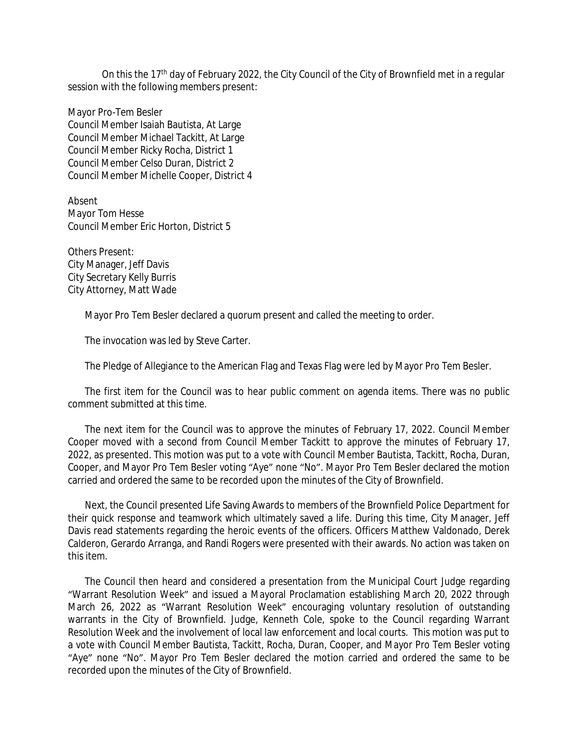On this the 17th day of February 2022, the City Council of the City of Brownfield met in a regular session with the following members present:

Mayor Pro-Tem Besler
Council Member Isaiah Bautista, At Large
Council Member Michael Tackitt, At Large
Council Member Ricky Rocha, District 1
Council Member Celso Duran, District 2
Council Member Michelle Cooper, District 4

Absent
Mayor Tom Hesse
Council Member Eric Horton, District 5

Others Present:
City Manager, Jeff Davis
City Secretary Kelly Burris
City Attorney, Matt Wade

Mayor Pro Tem Besler declared a quorum present and called the meeting to order.

The invocation was led by Steve Carter.

The Pledge of Allegiance to the American Flag and Texas Flag were led by Mayor Pro Tem Besler.

The first item for the Council was to hear public comment on agenda items. There was no public comment submitted at this time.

The next item for the Council was to approve the minutes of February 17, 2022. Council Member Cooper moved with a second from Council Member Tackitt to approve the minutes of February 17, 2022, as presented. This motion was put to a vote with Council Member Bautista, Tackitt, Rocha, Duran, Cooper, and Mayor Pro Tem Besler voting "Aye" none "No". Mayor Pro Tem Besler declared the motion carried and ordered the same to be recorded upon the minutes of the City of Brownfield.

Next, the Council presented Life Saving Awards to members of the Brownfield Police Department for their quick response and teamwork which ultimately saved a life. During this time, City Manager, Jeff Davis read statements regarding the heroic events of the officers. Officers Matthew Valdonado, Derek Calderon, Gerardo Arranga, and Randi Rogers were presented with their awards. No action was taken on this item.

The Council then heard and considered a presentation from the Municipal Court Judge regarding "Warrant Resolution Week" and issued a Mayoral Proclamation establishing March 20, 2022 through March 26, 2022 as "Warrant Resolution Week" encouraging voluntary resolution of outstanding warrants in the City of Brownfield. Judge, Kenneth Cole, spoke to the Council regarding Warrant Resolution Week and the involvement of local law enforcement and local courts. This motion was put to a vote with Council Member Bautista, Tackitt, Rocha, Duran, Cooper, and Mayor Pro Tem Besler voting "Aye" none "No". Mayor Pro Tem Besler declared the motion carried and ordered the same to be recorded upon the minutes of the City of Brownfield.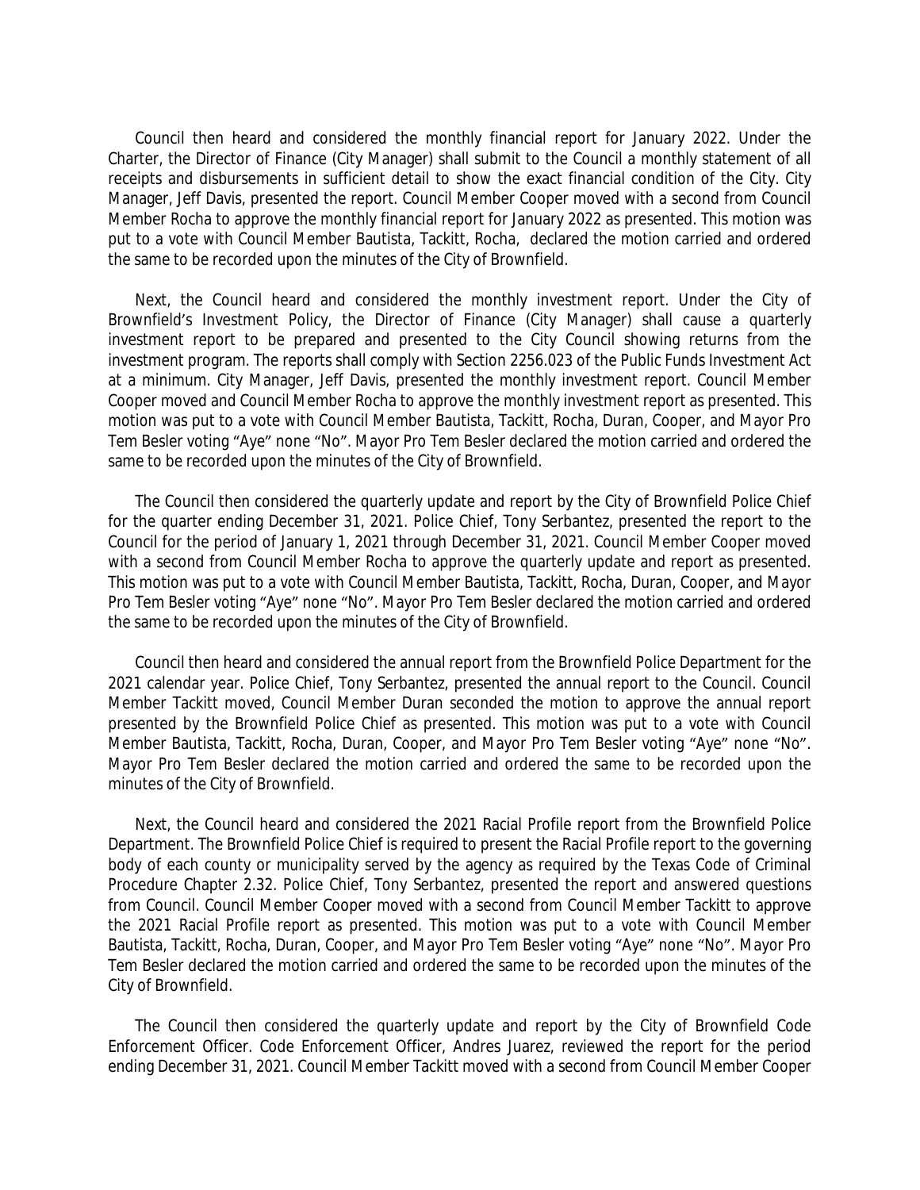Council then heard and considered the monthly financial report for January 2022. Under the Charter, the Director of Finance (City Manager) shall submit to the Council a monthly statement of all receipts and disbursements in sufficient detail to show the exact financial condition of the City. City Manager, Jeff Davis, presented the report. Council Member Cooper moved with a second from Council Member Rocha to approve the monthly financial report for January 2022 as presented. This motion was put to a vote with Council Member Bautista, Tackitt, Rocha, declared the motion carried and ordered the same to be recorded upon the minutes of the City of Brownfield.

Next, the Council heard and considered the monthly investment report. Under the City of Brownfield's Investment Policy, the Director of Finance (City Manager) shall cause a quarterly investment report to be prepared and presented to the City Council showing returns from the investment program. The reports shall comply with Section 2256.023 of the Public Funds Investment Act at a minimum. City Manager, Jeff Davis, presented the monthly investment report. Council Member Cooper moved and Council Member Rocha to approve the monthly investment report as presented. This motion was put to a vote with Council Member Bautista, Tackitt, Rocha, Duran, Cooper, and Mayor Pro Tem Besler voting "Aye" none "No". Mayor Pro Tem Besler declared the motion carried and ordered the same to be recorded upon the minutes of the City of Brownfield.

The Council then considered the quarterly update and report by the City of Brownfield Police Chief for the quarter ending December 31, 2021. Police Chief, Tony Serbantez, presented the report to the Council for the period of January 1, 2021 through December 31, 2021. Council Member Cooper moved with a second from Council Member Rocha to approve the quarterly update and report as presented. This motion was put to a vote with Council Member Bautista, Tackitt, Rocha, Duran, Cooper, and Mayor Pro Tem Besler voting "Aye" none "No". Mayor Pro Tem Besler declared the motion carried and ordered the same to be recorded upon the minutes of the City of Brownfield.

Council then heard and considered the annual report from the Brownfield Police Department for the 2021 calendar year. Police Chief, Tony Serbantez, presented the annual report to the Council. Council Member Tackitt moved, Council Member Duran seconded the motion to approve the annual report presented by the Brownfield Police Chief as presented. This motion was put to a vote with Council Member Bautista, Tackitt, Rocha, Duran, Cooper, and Mayor Pro Tem Besler voting "Aye" none "No". Mayor Pro Tem Besler declared the motion carried and ordered the same to be recorded upon the minutes of the City of Brownfield.

Next, the Council heard and considered the 2021 Racial Profile report from the Brownfield Police Department. The Brownfield Police Chief is required to present the Racial Profile report to the governing body of each county or municipality served by the agency as required by the Texas Code of Criminal Procedure Chapter 2.32. Police Chief, Tony Serbantez, presented the report and answered questions from Council. Council Member Cooper moved with a second from Council Member Tackitt to approve the 2021 Racial Profile report as presented. This motion was put to a vote with Council Member Bautista, Tackitt, Rocha, Duran, Cooper, and Mayor Pro Tem Besler voting "Aye" none "No". Mayor Pro Tem Besler declared the motion carried and ordered the same to be recorded upon the minutes of the City of Brownfield.

The Council then considered the quarterly update and report by the City of Brownfield Code Enforcement Officer. Code Enforcement Officer, Andres Juarez, reviewed the report for the period ending December 31, 2021. Council Member Tackitt moved with a second from Council Member Cooper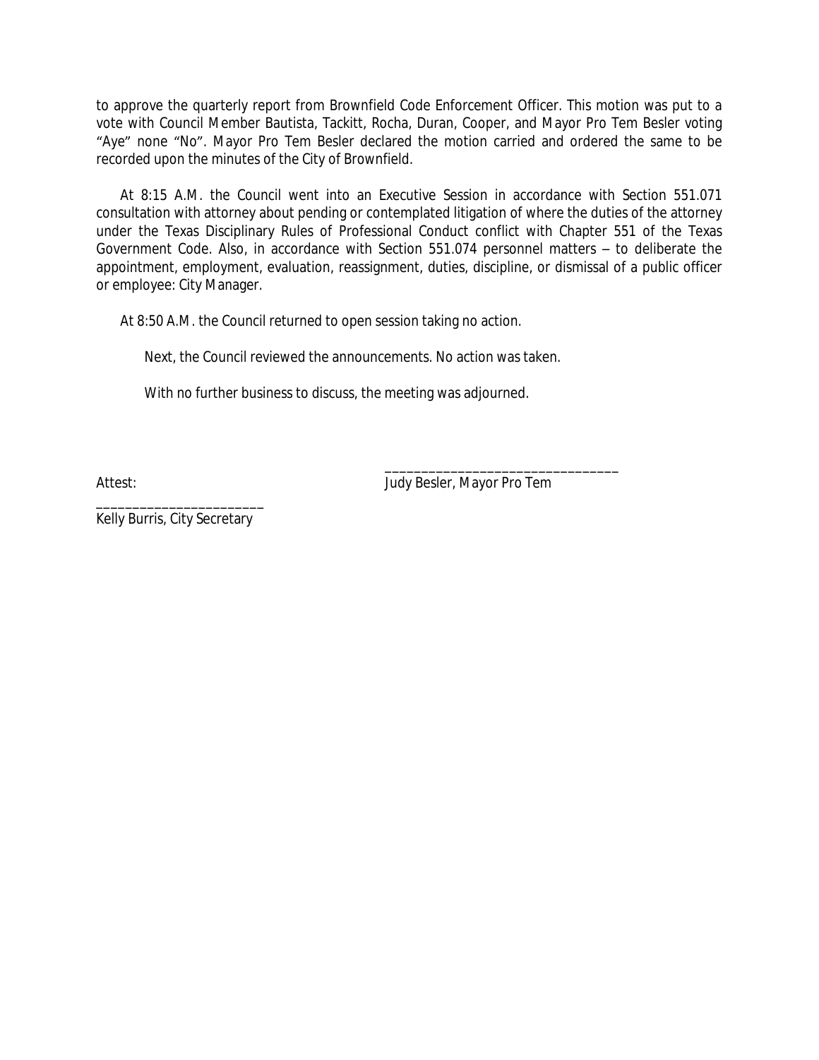to approve the quarterly report from Brownfield Code Enforcement Officer. This motion was put to a vote with Council Member Bautista, Tackitt, Rocha, Duran, Cooper, and Mayor Pro Tem Besler voting "Aye" none "No". Mayor Pro Tem Besler declared the motion carried and ordered the same to be recorded upon the minutes of the City of Brownfield.

At 8:15 A.M. the Council went into an Executive Session in accordance with Section 551.071 consultation with attorney about pending or contemplated litigation of where the duties of the attorney under the Texas Disciplinary Rules of Professional Conduct conflict with Chapter 551 of the Texas Government Code. Also, in accordance with Section 551.074 personnel matters – to deliberate the appointment, employment, evaluation, reassignment, duties, discipline, or dismissal of a public officer or employee: City Manager.

At 8:50 A.M. the Council returned to open session taking no action.

Next, the Council reviewed the announcements. No action was taken.

With no further business to discuss, the meeting was adjourned.

Attest:

________________________________
Judy Besler, Mayor Pro Tem

______________________
Kelly Burris, City Secretary